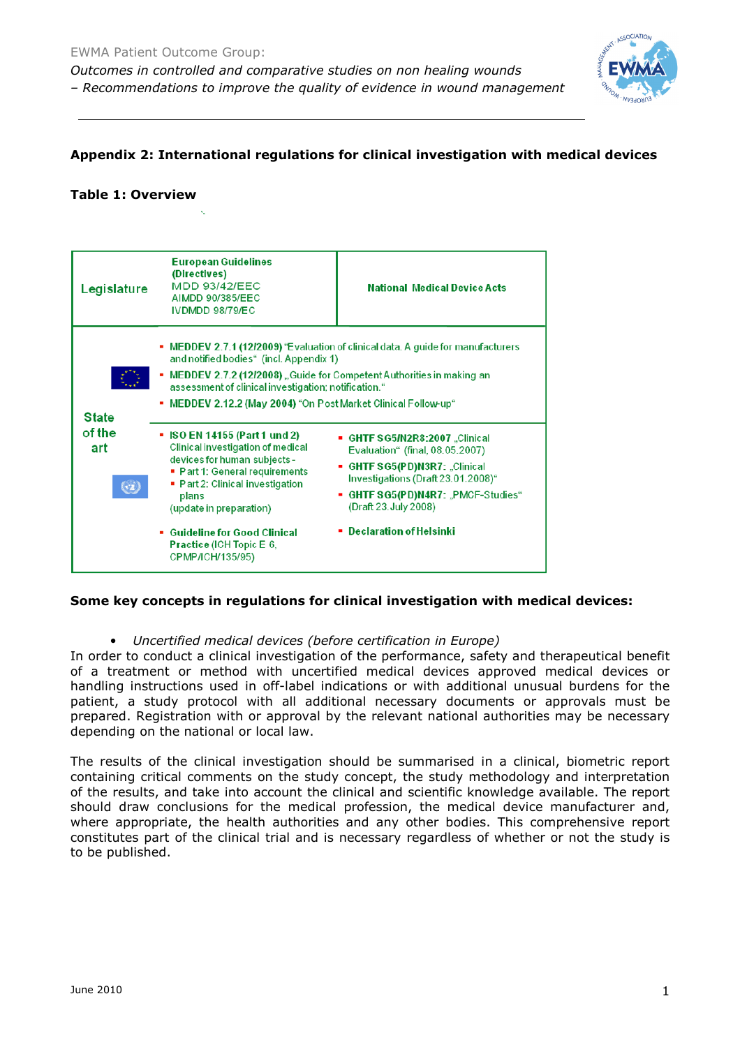## Appendix 2: International regulations for clinical investigation with medical devices

### Table 1: Overview

| | | |
|---|---|---|
| **Legislature** | **European Guidelines (Directives)** MDD 93/42/EEC AIMDD 90/385/EEC IVDMDD 98/79/EC | **National Medical Device Acts** |
| **State of the art** | ▪ **MEDDEV 2.7.1 (12/2009)** "Evaluation of clinical data. A guide for manufacturers and notified bodies" (incl. Appendix 1) ▪ **MEDDEV 2.7.2 (12/2008)** „Guide for Competent Authorities in making an assessment of clinical investigation: notification." ▪ **MEDDEV 2.12.2 (May 2004)** "On Post Market Clinical Follow-up" | |
| | ▪ **ISO EN 14155 (Part 1 und 2)** Clinical investigation of medical devices for human subjects - ▪ Part 1: General requirements ▪ Part 2: Clinical investigation plans (update in preparation) ▪ **Guideline for Good Clinical Practice** (ICH Topic E 6, CPMP/ICH/135/95) | ▪ **GHTF SG5/N2R8:2007** „Clinical Evaluation" (final, 08.05.2007) ▪ **GHTF SG5(PD)N3R7:** „Clinical Investigations (Draft 23.01.2008)" ▪ **GHTF SG5(PD)N4R7:** „PMCF-Studies" (Draft 23. July 2008) ▪ **Declaration of Helsinki** |

**Some key concepts in regulations for clinical investigation with medical devices:**

- *Uncertified medical devices (before certification in Europe)*

In order to conduct a clinical investigation of the performance, safety and therapeutical benefit of a treatment or method with uncertified medical devices approved medical devices or handling instructions used in off-label indications or with additional unusual burdens for the patient, a study protocol with all additional necessary documents or approvals must be prepared. Registration with or approval by the relevant national authorities may be necessary depending on the national or local law.

The results of the clinical investigation should be summarised in a clinical, biometric report containing critical comments on the study concept, the study methodology and interpretation of the results, and take into account the clinical and scientific knowledge available. The report should draw conclusions for the medical profession, the medical device manufacturer and, where appropriate, the health authorities and any other bodies. This comprehensive report constitutes part of the clinical trial and is necessary regardless of whether or not the study is to be published.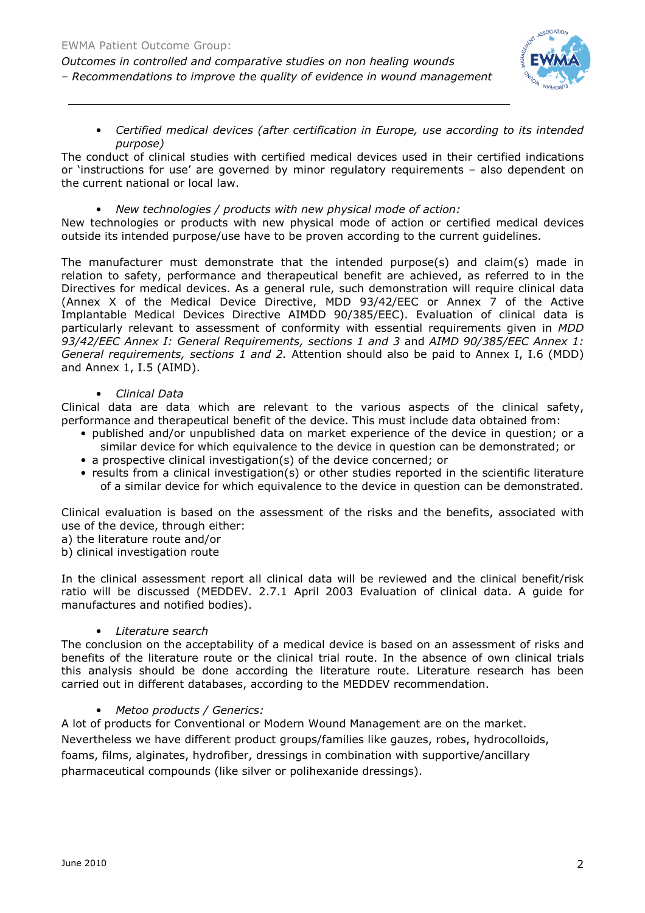- *Certified medical devices (after certification in Europe, use according to its intended purpose)*

The conduct of clinical studies with certified medical devices used in their certified indications or 'instructions for use' are governed by minor regulatory requirements – also dependent on the current national or local law.

- *New technologies / products with new physical mode of action:*

New technologies or products with new physical mode of action or certified medical devices outside its intended purpose/use have to be proven according to the current guidelines.

The manufacturer must demonstrate that the intended purpose(s) and claim(s) made in relation to safety, performance and therapeutical benefit are achieved, as referred to in the Directives for medical devices. As a general rule, such demonstration will require clinical data (Annex X of the Medical Device Directive, MDD 93/42/EEC or Annex 7 of the Active Implantable Medical Devices Directive AIMDD 90/385/EEC). Evaluation of clinical data is particularly relevant to assessment of conformity with essential requirements given in *MDD 93/42/EEC Annex I: General Requirements, sections 1 and 3* and *AIMD 90/385/EEC Annex 1: General requirements, sections 1 and 2.* Attention should also be paid to Annex I, I.6 (MDD) and Annex 1, I.5 (AIMD).

- *Clinical Data*

Clinical data are data which are relevant to the various aspects of the clinical safety, performance and therapeutical benefit of the device. This must include data obtained from:

- published and/or unpublished data on market experience of the device in question; or a similar device for which equivalence to the device in question can be demonstrated; or
- a prospective clinical investigation(s) of the device concerned; or
- results from a clinical investigation(s) or other studies reported in the scientific literature of a similar device for which equivalence to the device in question can be demonstrated.

Clinical evaluation is based on the assessment of the risks and the benefits, associated with use of the device, through either:

a) the literature route and/or
b) clinical investigation route

In the clinical assessment report all clinical data will be reviewed and the clinical benefit/risk ratio will be discussed (MEDDEV. 2.7.1 April 2003 Evaluation of clinical data. A guide for manufactures and notified bodies).

- *Literature search*

The conclusion on the acceptability of a medical device is based on an assessment of risks and benefits of the literature route or the clinical trial route. In the absence of own clinical trials this analysis should be done according the literature route. Literature research has been carried out in different databases, according to the MEDDEV recommendation.

- *Metoo products / Generics:*

A lot of products for Conventional or Modern Wound Management are on the market.
Nevertheless we have different product groups/families like gauzes, robes, hydrocolloids, foams, films, alginates, hydrofiber, dressings in combination with supportive/ancillary pharmaceutical compounds (like silver or polihexanide dressings).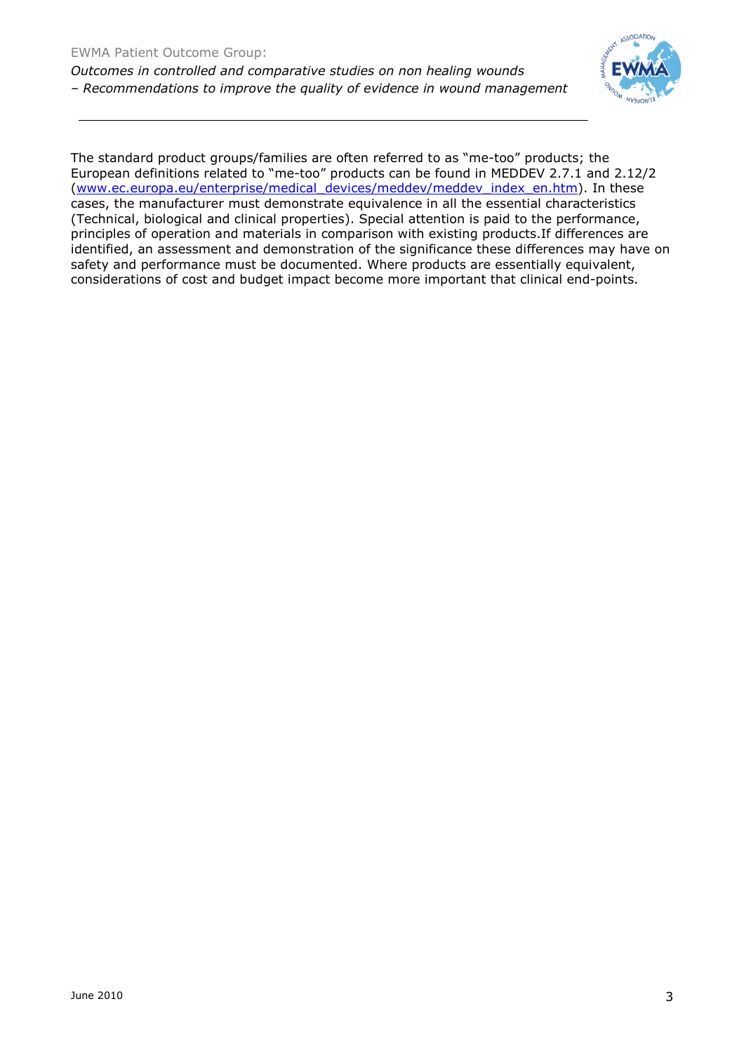The standard product groups/families are often referred to as "me-too" products; the European definitions related to "me-too" products can be found in MEDDEV 2.7.1 and 2.12/2 ([www.ec.europa.eu/enterprise/medical_devices/meddev/meddev_index_en.htm](www.ec.europa.eu/enterprise/medical_devices/meddev/meddev_index_en.htm)). In these cases, the manufacturer must demonstrate equivalence in all the essential characteristics (Technical, biological and clinical properties). Special attention is paid to the performance, principles of operation and materials in comparison with existing products.If differences are identified, an assessment and demonstration of the significance these differences may have on safety and performance must be documented. Where products are essentially equivalent, considerations of cost and budget impact become more important that clinical end-points.